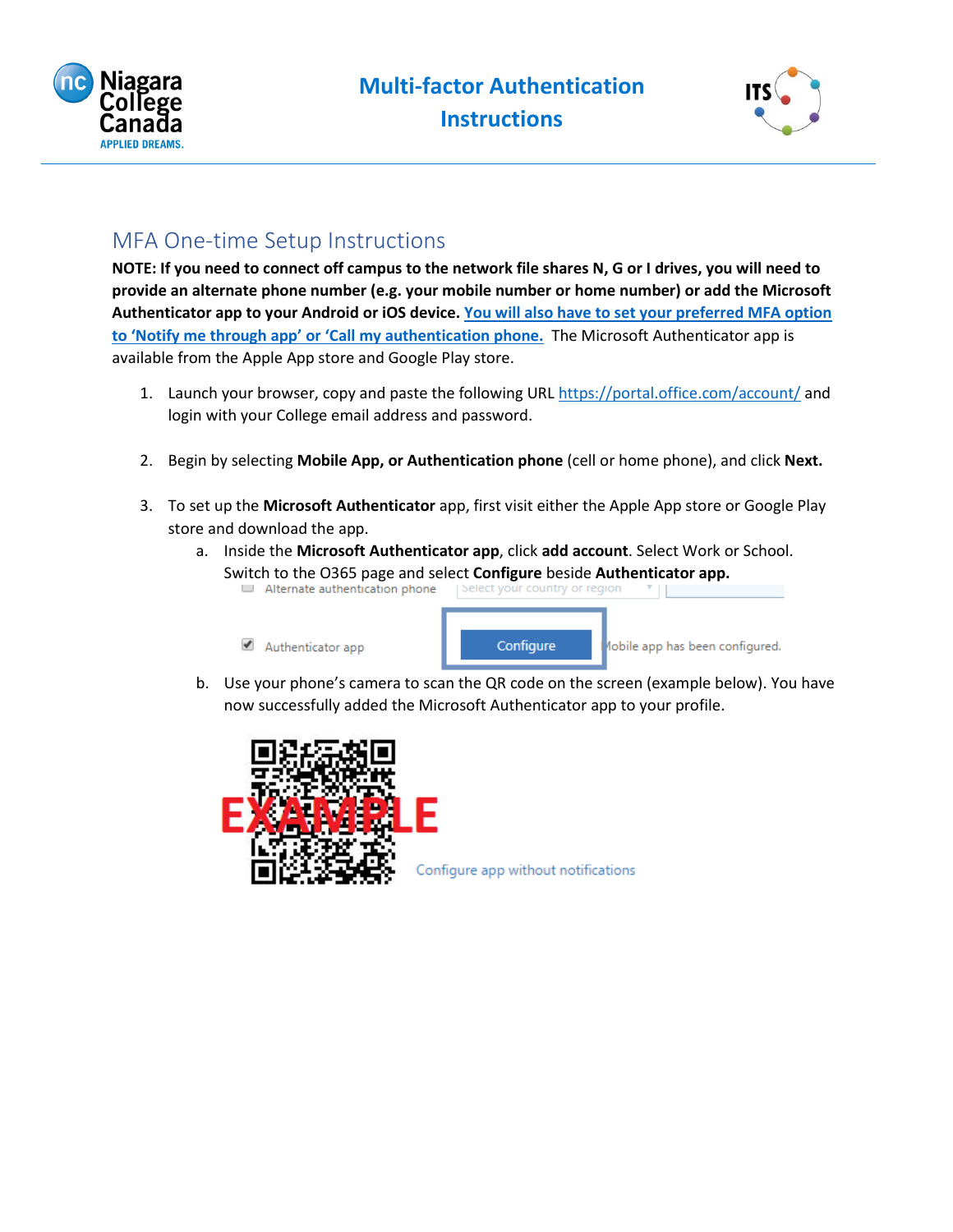# Multi-factor Authentication Instructions

## MFA One-time Setup Instructions

**NOTE: If you need to connect off campus to the network file shares N, G or I drives, you will need to provide an alternate phone number (e.g. your mobile number or home number) or add the Microsoft Authenticator app to your Android or iOS device. You will also have to set your preferred MFA option to 'Notify me through app' or 'Call my authentication phone.'** The Microsoft Authenticator app is available from the Apple App store and Google Play store.

1. Launch your browser, copy and paste the following URL https://portal.office.com/account/ and login with your College email address and password.

2. Begin by selecting **Mobile App, or Authentication phone** (cell or home phone), and click **Next.**

3. To set up the **Microsoft Authenticator** app, first visit either the Apple App store or Google Play store and download the app.
   a. Inside the **Microsoft Authenticator app**, click **add account**. Select Work or School. Switch to the O365 page and select **Configure** beside **Authenticator app.**

      Alternate authentication phone | Select your country or region

      Authenticator app | Configure | Mobile app has been configured.

   b. Use your phone's camera to scan the QR code on the screen (example below). You have now successfully added the Microsoft Authenticator app to your profile.

      EXAMPLE

      Configure app without notifications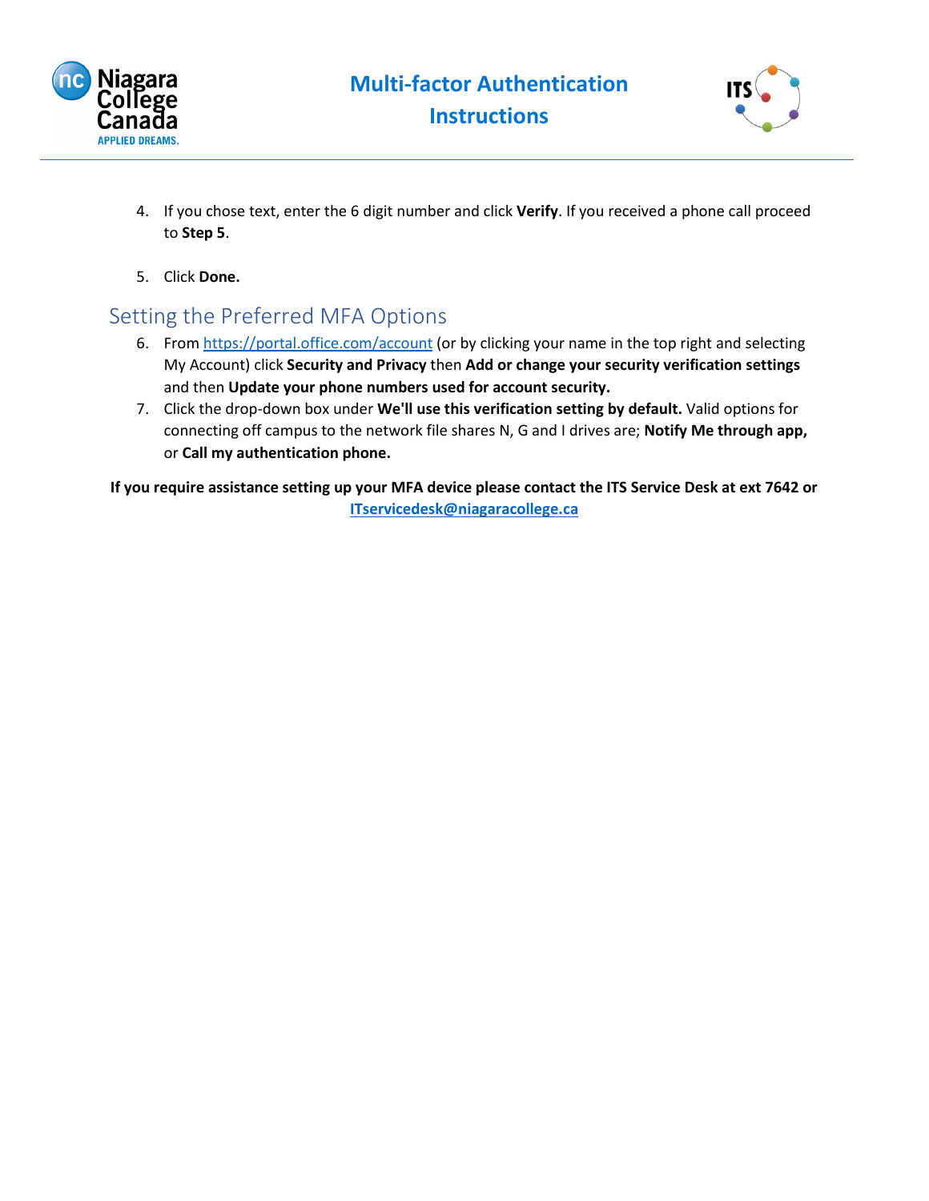4. If you chose text, enter the 6 digit number and click **Verify**. If you received a phone call proceed to **Step 5**.

5. Click **Done.**

## Setting the Preferred MFA Options

6. From [https://portal.office.com/account](https://portal.office.com/account) (or by clicking your name in the top right and selecting My Account) click **Security and Privacy** then **Add or change your security verification settings** and then **Update your phone numbers used for account security.**
7. Click the drop-down box under **We'll use this verification setting by default.** Valid options for connecting off campus to the network file shares N, G and I drives are; **Notify Me through app,** or **Call my authentication phone.**

**If you require assistance setting up your MFA device please contact the ITS Service Desk at ext 7642 or [ITservicedesk@niagaracollege.ca](mailto:ITservicedesk@niagaracollege.ca)**